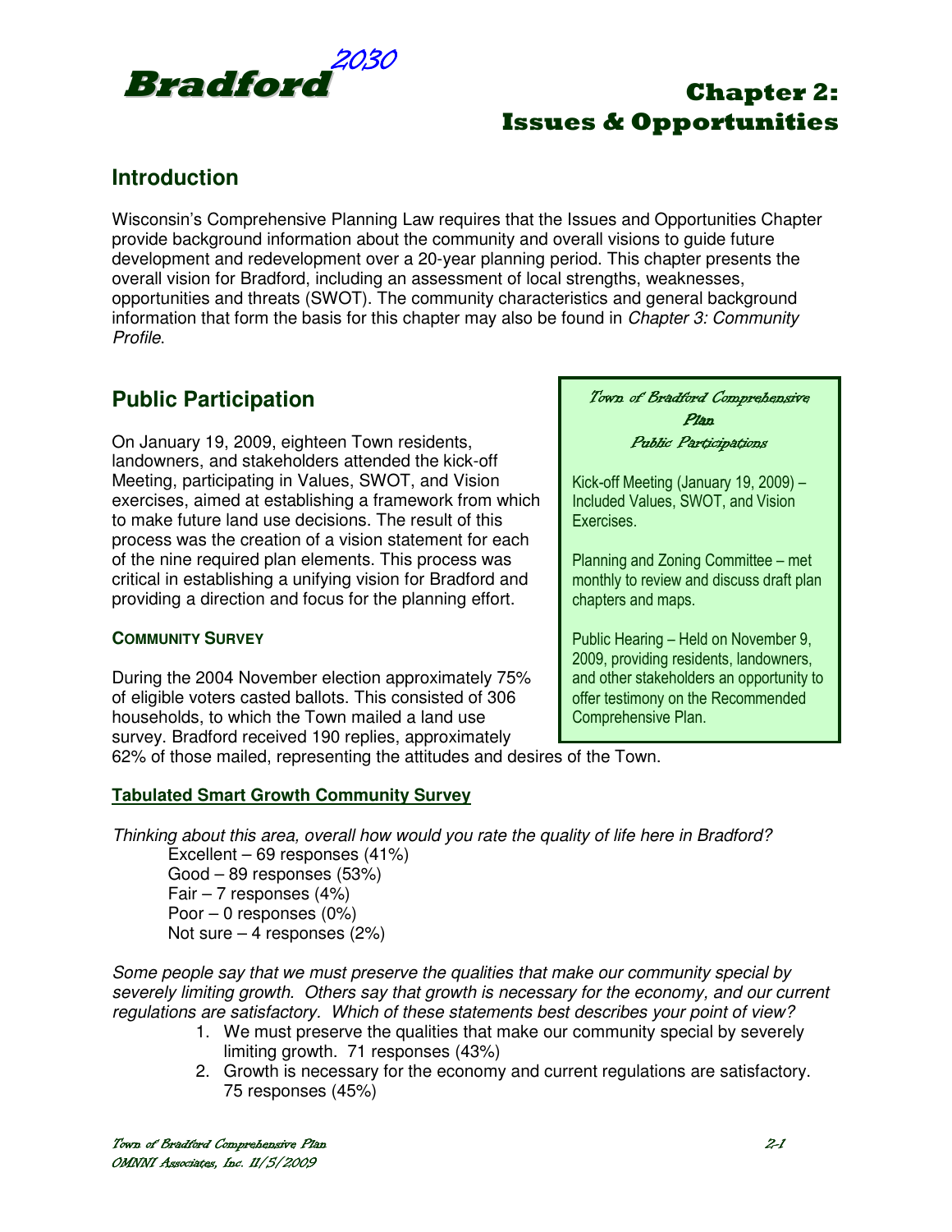# Bradford 2030

# Chapter 2: Issues & Opportunities

## Introduction

Wisconsin's Comprehensive Planning Law requires that the Issues and Opportunities Chapter provide background information about the community and overall visions to guide future development and redevelopment over a 20-year planning period. This chapter presents the overall vision for Bradford, including an assessment of local strengths, weaknesses, opportunities and threats (SWOT). The community characteristics and general background information that form the basis for this chapter may also be found in *Chapter 3: Community Profile*.

## Public Participation

On January 19, 2009, eighteen Town residents, landowners, and stakeholders attended the kick-off Meeting, participating in Values, SWOT, and Vision exercises, aimed at establishing a framework from which to make future land use decisions. The result of this process was the creation of a vision statement for each of the nine required plan elements. This process was critical in establishing a unifying vision for Bradford and providing a direction and focus for the planning effort.

> *Town of Bradford Comprehensive Plan*
> *Public Participations*
>
> Kick-off Meeting (January 19, 2009) – Included Values, SWOT, and Vision Exercises.
>
> Planning and Zoning Committee – met monthly to review and discuss draft plan chapters and maps.
>
> Public Hearing – Held on November 9, 2009, providing residents, landowners, and other stakeholders an opportunity to offer testimony on the Recommended Comprehensive Plan.

### Community Survey

During the 2004 November election approximately 75% of eligible voters casted ballots. This consisted of 306 households, to which the Town mailed a land use survey. Bradford received 190 replies, approximately 62% of those mailed, representing the attitudes and desires of the Town.

**Tabulated Smart Growth Community Survey**

*Thinking about this area, overall how would you rate the quality of life here in Bradford?*

- Excellent – 69 responses (41%)
- Good – 89 responses (53%)
- Fair – 7 responses (4%)
- Poor – 0 responses (0%)
- Not sure – 4 responses (2%)

*Some people say that we must preserve the qualities that make our community special by severely limiting growth. Others say that growth is necessary for the economy, and our current regulations are satisfactory. Which of these statements best describes your point of view?*

1. We must preserve the qualities that make our community special by severely limiting growth. 71 responses (43%)
2. Growth is necessary for the economy and current regulations are satisfactory. 75 responses (45%)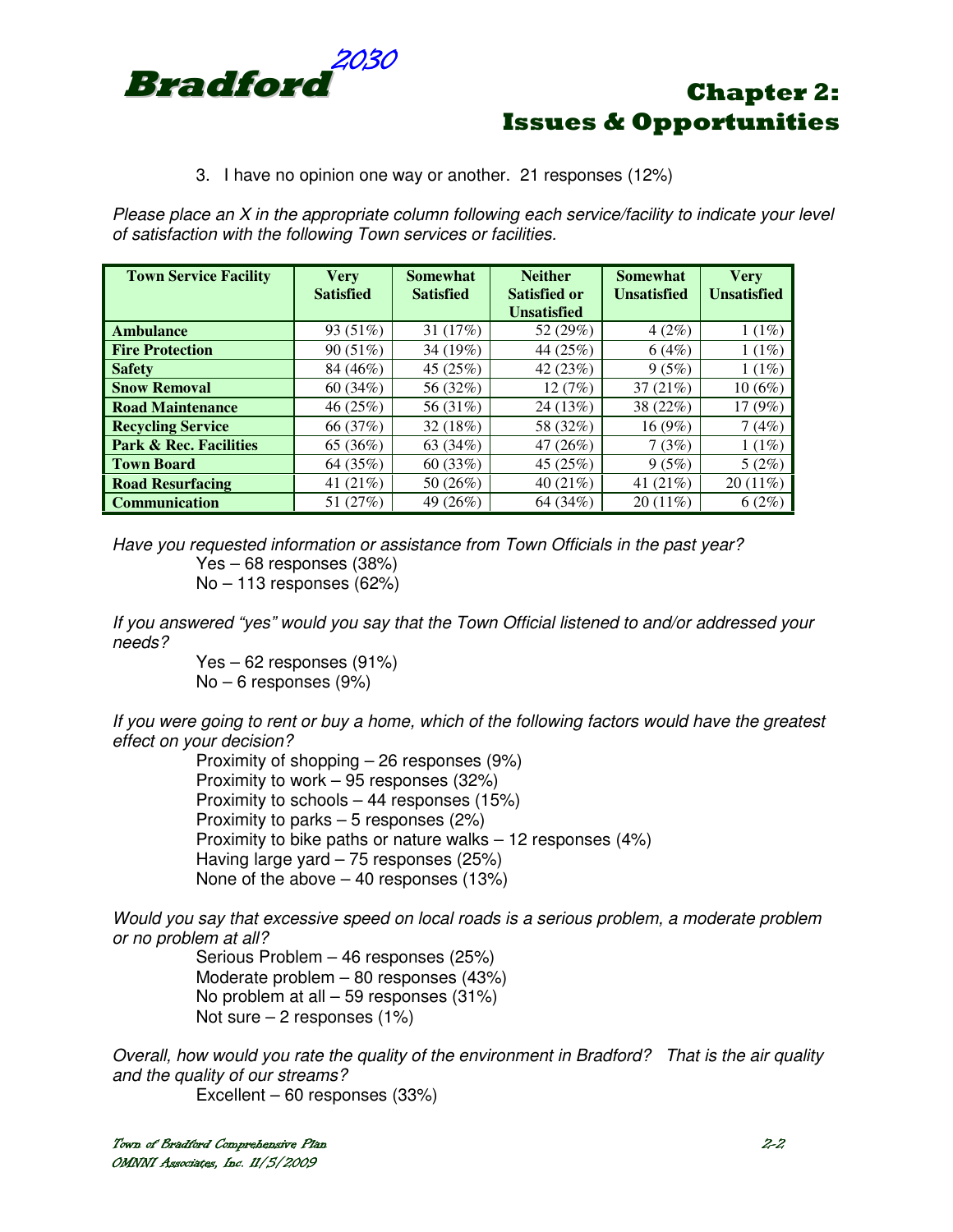3. I have no opinion one way or another. 21 responses (12%)

*Please place an X in the appropriate column following each service/facility to indicate your level of satisfaction with the following Town services or facilities.*

| Town Service Facility | Very Satisfied | Somewhat Satisfied | Neither Satisfied or Unsatisfied | Somewhat Unsatisfied | Very Unsatisfied |
|---|---|---|---|---|---|
| **Ambulance** | 93 (51%) | 31 (17%) | 52 (29%) | 4 (2%) | 1 (1%) |
| **Fire Protection** | 90 (51%) | 34 (19%) | 44 (25%) | 6 (4%) | 1 (1%) |
| **Safety** | 84 (46%) | 45 (25%) | 42 (23%) | 9 (5%) | 1 (1%) |
| **Snow Removal** | 60 (34%) | 56 (32%) | 12 (7%) | 37 (21%) | 10 (6%) |
| **Road Maintenance** | 46 (25%) | 56 (31%) | 24 (13%) | 38 (22%) | 17 (9%) |
| **Recycling Service** | 66 (37%) | 32 (18%) | 58 (32%) | 16 (9%) | 7 (4%) |
| **Park & Rec. Facilities** | 65 (36%) | 63 (34%) | 47 (26%) | 7 (3%) | 1 (1%) |
| **Town Board** | 64 (35%) | 60 (33%) | 45 (25%) | 9 (5%) | 5 (2%) |
| **Road Resurfacing** | 41 (21%) | 50 (26%) | 40 (21%) | 41 (21%) | 20 (11%) |
| **Communication** | 51 (27%) | 49 (26%) | 64 (34%) | 20 (11%) | 6 (2%) |

*Have you requested information or assistance from Town Officials in the past year?*

Yes – 68 responses (38%)
No – 113 responses (62%)

*If you answered "yes" would you say that the Town Official listened to and/or addressed your needs?*

Yes – 62 responses (91%)
No – 6 responses (9%)

*If you were going to rent or buy a home, which of the following factors would have the greatest effect on your decision?*

Proximity of shopping – 26 responses (9%)
Proximity to work – 95 responses (32%)
Proximity to schools – 44 responses (15%)
Proximity to parks – 5 responses (2%)
Proximity to bike paths or nature walks – 12 responses (4%)
Having large yard – 75 responses (25%)
None of the above – 40 responses (13%)

*Would you say that excessive speed on local roads is a serious problem, a moderate problem or no problem at all?*

Serious Problem – 46 responses (25%)
Moderate problem – 80 responses (43%)
No problem at all – 59 responses (31%)
Not sure – 2 responses (1%)

*Overall, how would you rate the quality of the environment in Bradford? That is the air quality and the quality of our streams?*

Excellent – 60 responses (33%)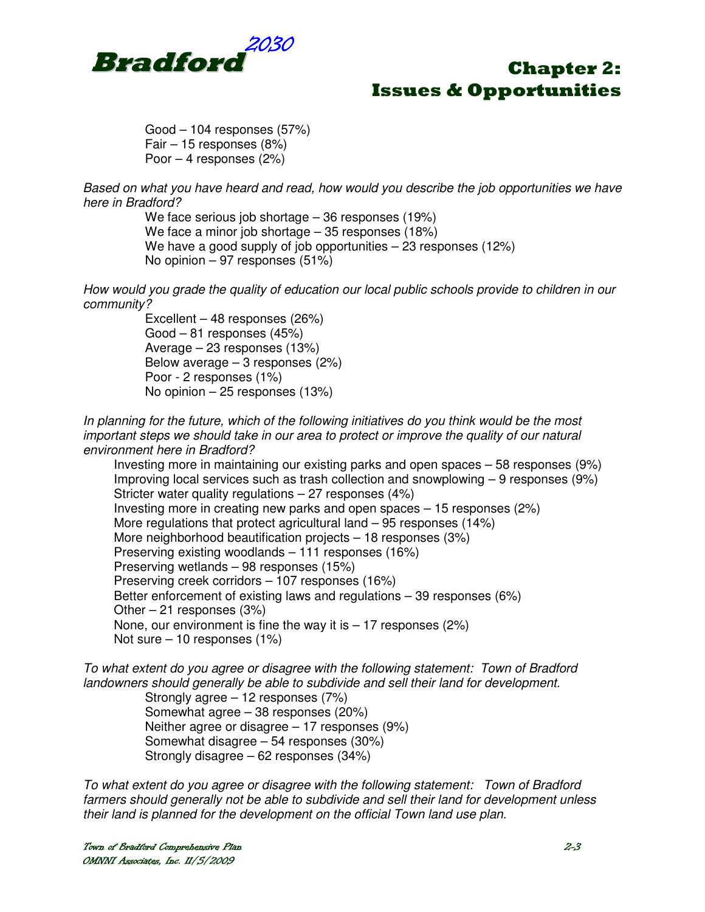Good – 104 responses (57%)
Fair – 15 responses (8%)
Poor – 4 responses (2%)

*Based on what you have heard and read, how would you describe the job opportunities we have here in Bradford?*

We face serious job shortage – 36 responses (19%)
We face a minor job shortage – 35 responses (18%)
We have a good supply of job opportunities – 23 responses (12%)
No opinion – 97 responses (51%)

*How would you grade the quality of education our local public schools provide to children in our community?*

Excellent – 48 responses (26%)
Good – 81 responses (45%)
Average – 23 responses (13%)
Below average – 3 responses (2%)
Poor - 2 responses (1%)
No opinion – 25 responses (13%)

*In planning for the future, which of the following initiatives do you think would be the most important steps we should take in our area to protect or improve the quality of our natural environment here in Bradford?*

Investing more in maintaining our existing parks and open spaces – 58 responses (9%)
Improving local services such as trash collection and snowplowing – 9 responses (9%)
Stricter water quality regulations – 27 responses (4%)
Investing more in creating new parks and open spaces – 15 responses (2%)
More regulations that protect agricultural land – 95 responses (14%)
More neighborhood beautification projects – 18 responses (3%)
Preserving existing woodlands – 111 responses (16%)
Preserving wetlands – 98 responses (15%)
Preserving creek corridors – 107 responses (16%)
Better enforcement of existing laws and regulations – 39 responses (6%)
Other – 21 responses (3%)
None, our environment is fine the way it is – 17 responses (2%)
Not sure – 10 responses (1%)

*To what extent do you agree or disagree with the following statement: Town of Bradford landowners should generally be able to subdivide and sell their land for development.*

Strongly agree – 12 responses (7%)
Somewhat agree – 38 responses (20%)
Neither agree or disagree – 17 responses (9%)
Somewhat disagree – 54 responses (30%)
Strongly disagree – 62 responses (34%)

*To what extent do you agree or disagree with the following statement: Town of Bradford farmers should generally not be able to subdivide and sell their land for development unless their land is planned for the development on the official Town land use plan.*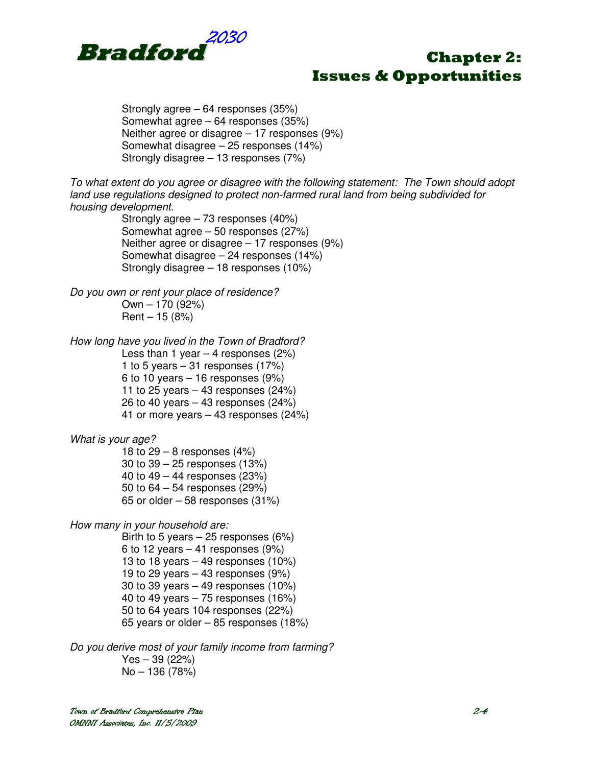Strongly agree – 64 responses (35%)
Somewhat agree – 64 responses (35%)
Neither agree or disagree – 17 responses (9%)
Somewhat disagree – 25 responses (14%)
Strongly disagree – 13 responses (7%)

*To what extent do you agree or disagree with the following statement: The Town should adopt land use regulations designed to protect non-farmed rural land from being subdivided for housing development.*

Strongly agree – 73 responses (40%)
Somewhat agree – 50 responses (27%)
Neither agree or disagree – 17 responses (9%)
Somewhat disagree – 24 responses (14%)
Strongly disagree – 18 responses (10%)

*Do you own or rent your place of residence?*

Own – 170 (92%)
Rent – 15 (8%)

*How long have you lived in the Town of Bradford?*

Less than 1 year – 4 responses (2%)
1 to 5 years – 31 responses (17%)
6 to 10 years – 16 responses (9%)
11 to 25 years – 43 responses (24%)
26 to 40 years – 43 responses (24%)
41 or more years – 43 responses (24%)

*What is your age?*

18 to 29 – 8 responses (4%)
30 to 39 – 25 responses (13%)
40 to 49 – 44 responses (23%)
50 to 64 – 54 responses (29%)
65 or older – 58 responses (31%)

*How many in your household are:*

Birth to 5 years – 25 responses (6%)
6 to 12 years – 41 responses (9%)
13 to 18 years – 49 responses (10%)
19 to 29 years – 43 responses (9%)
30 to 39 years – 49 responses (10%)
40 to 49 years – 75 responses (16%)
50 to 64 years 104 responses (22%)
65 years or older – 85 responses (18%)

*Do you derive most of your family income from farming?*

Yes – 39 (22%)
No – 136 (78%)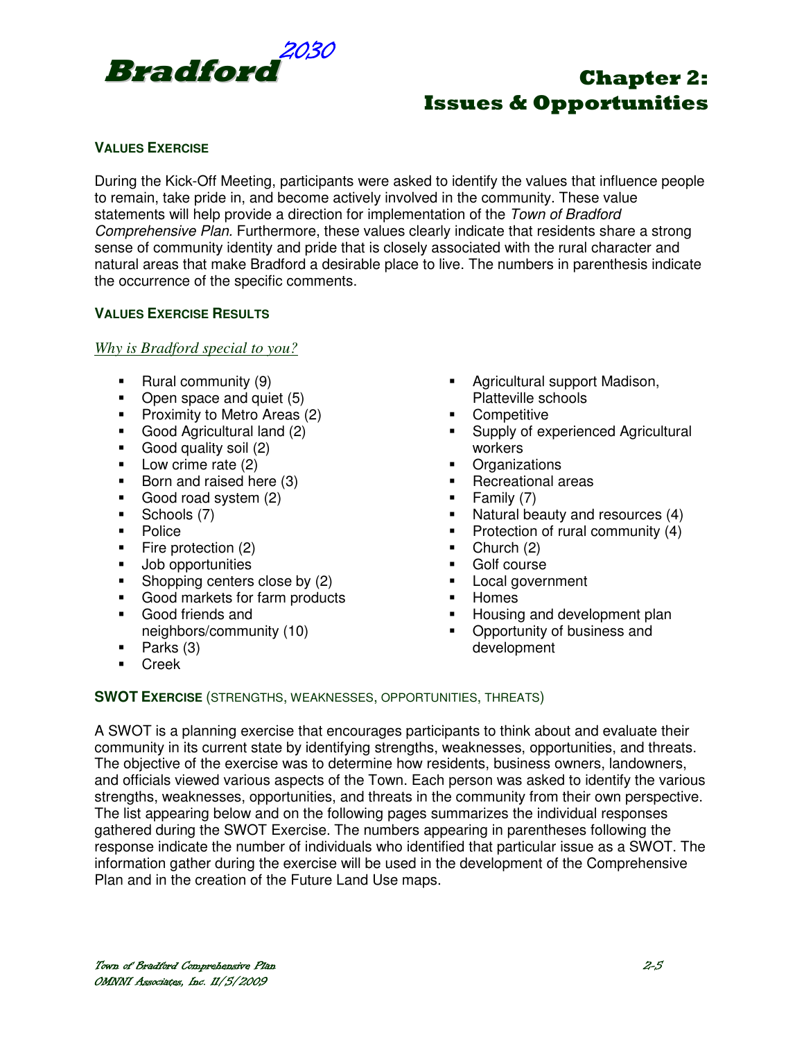## VALUES EXERCISE

During the Kick-Off Meeting, participants were asked to identify the values that influence people to remain, take pride in, and become actively involved in the community. These value statements will help provide a direction for implementation of the *Town of Bradford Comprehensive Plan*. Furthermore, these values clearly indicate that residents share a strong sense of community identity and pride that is closely associated with the rural character and natural areas that make Bradford a desirable place to live. The numbers in parenthesis indicate the occurrence of the specific comments.

## VALUES EXERCISE RESULTS

*Why is Bradford special to you?*

- Rural community (9)
- Open space and quiet (5)
- Proximity to Metro Areas (2)
- Good Agricultural land (2)
- Good quality soil (2)
- Low crime rate (2)
- Born and raised here (3)
- Good road system (2)
- Schools (7)
- Police
- Fire protection (2)
- Job opportunities
- Shopping centers close by (2)
- Good markets for farm products
- Good friends and neighbors/community (10)
- Parks (3)
- Creek
- Agricultural support Madison, Platteville schools
- Competitive
- Supply of experienced Agricultural workers
- Organizations
- Recreational areas
- Family (7)
- Natural beauty and resources (4)
- Protection of rural community (4)
- Church (2)
- Golf course
- Local government
- Homes
- Housing and development plan
- Opportunity of business and development

## SWOT EXERCISE (STRENGTHS, WEAKNESSES, OPPORTUNITIES, THREATS)

A SWOT is a planning exercise that encourages participants to think about and evaluate their community in its current state by identifying strengths, weaknesses, opportunities, and threats. The objective of the exercise was to determine how residents, business owners, landowners, and officials viewed various aspects of the Town. Each person was asked to identify the various strengths, weaknesses, opportunities, and threats in the community from their own perspective. The list appearing below and on the following pages summarizes the individual responses gathered during the SWOT Exercise. The numbers appearing in parentheses following the response indicate the number of individuals who identified that particular issue as a SWOT. The information gather during the exercise will be used in the development of the Comprehensive Plan and in the creation of the Future Land Use maps.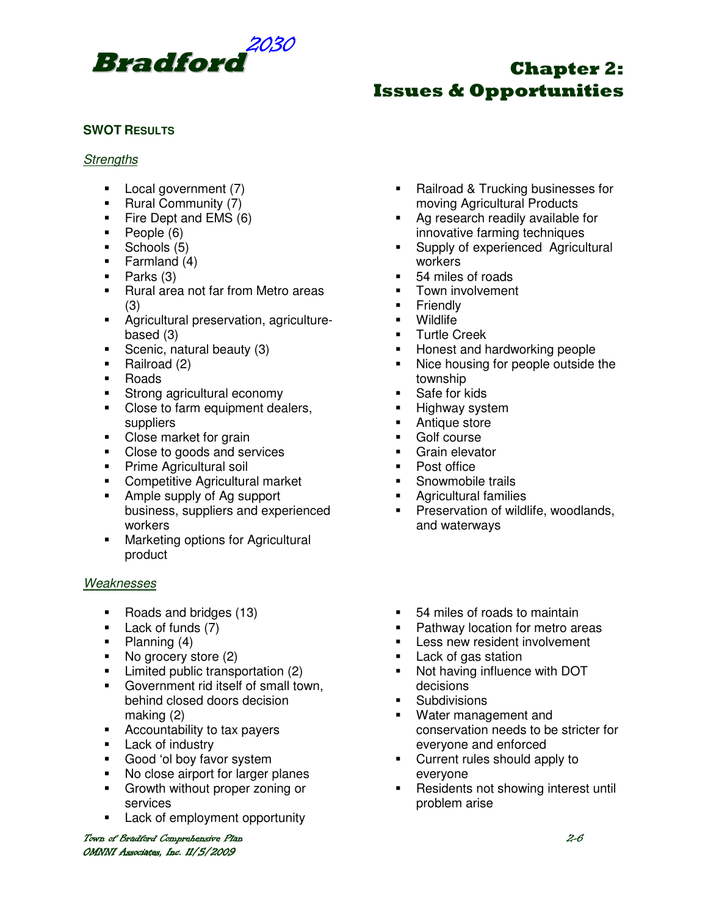## SWOT RESULTS

*Strengths*

- Local government (7)
- Rural Community (7)
- Fire Dept and EMS (6)
- People (6)
- Schools (5)
- Farmland (4)
- Parks (3)
- Rural area not far from Metro areas (3)
- Agricultural preservation, agriculture-based (3)
- Scenic, natural beauty (3)
- Railroad (2)
- Roads
- Strong agricultural economy
- Close to farm equipment dealers, suppliers
- Close market for grain
- Close to goods and services
- Prime Agricultural soil
- Competitive Agricultural market
- Ample supply of Ag support business, suppliers and experienced workers
- Marketing options for Agricultural product
- Railroad & Trucking businesses for moving Agricultural Products
- Ag research readily available for innovative farming techniques
- Supply of experienced Agricultural workers
- 54 miles of roads
- Town involvement
- Friendly
- Wildlife
- Turtle Creek
- Honest and hardworking people
- Nice housing for people outside the township
- Safe for kids
- Highway system
- Antique store
- Golf course
- Grain elevator
- Post office
- Snowmobile trails
- Agricultural families
- Preservation of wildlife, woodlands, and waterways

*Weaknesses*

- Roads and bridges (13)
- Lack of funds (7)
- Planning (4)
- No grocery store (2)
- Limited public transportation (2)
- Government rid itself of small town, behind closed doors decision making (2)
- Accountability to tax payers
- Lack of industry
- Good 'ol boy favor system
- No close airport for larger planes
- Growth without proper zoning or services
- Lack of employment opportunity
- 54 miles of roads to maintain
- Pathway location for metro areas
- Less new resident involvement
- Lack of gas station
- Not having influence with DOT decisions
- Subdivisions
- Water management and conservation needs to be stricter for everyone and enforced
- Current rules should apply to everyone
- Residents not showing interest until problem arise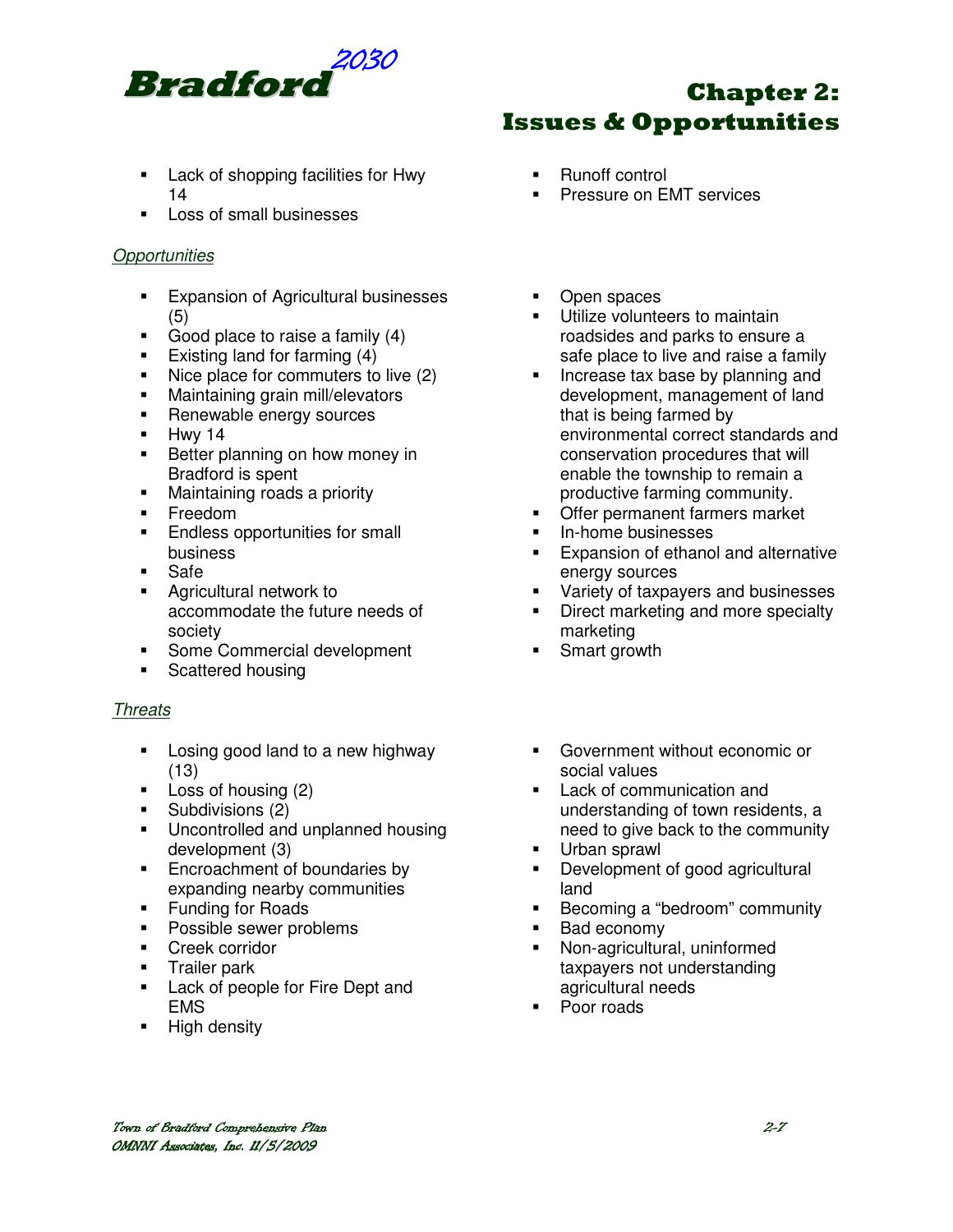- Lack of shopping facilities for Hwy 14
- Loss of small businesses
- Runoff control
- Pressure on EMT services

*Opportunities*

- Expansion of Agricultural businesses (5)
- Good place to raise a family (4)
- Existing land for farming (4)
- Nice place for commuters to live (2)
- Maintaining grain mill/elevators
- Renewable energy sources
- Hwy 14
- Better planning on how money in Bradford is spent
- Maintaining roads a priority
- Freedom
- Endless opportunities for small business
- Safe
- Agricultural network to accommodate the future needs of society
- Some Commercial development
- Scattered housing
- Open spaces
- Utilize volunteers to maintain roadsides and parks to ensure a safe place to live and raise a family
- Increase tax base by planning and development, management of land that is being farmed by environmental correct standards and conservation procedures that will enable the township to remain a productive farming community.
- Offer permanent farmers market
- In-home businesses
- Expansion of ethanol and alternative energy sources
- Variety of taxpayers and businesses
- Direct marketing and more specialty marketing
- Smart growth

*Threats*

- Losing good land to a new highway (13)
- Loss of housing (2)
- Subdivisions (2)
- Uncontrolled and unplanned housing development (3)
- Encroachment of boundaries by expanding nearby communities
- Funding for Roads
- Possible sewer problems
- Creek corridor
- Trailer park
- Lack of people for Fire Dept and EMS
- High density
- Government without economic or social values
- Lack of communication and understanding of town residents, a need to give back to the community
- Urban sprawl
- Development of good agricultural land
- Becoming a “bedroom” community
- Bad economy
- Non-agricultural, uninformed taxpayers not understanding agricultural needs
- Poor roads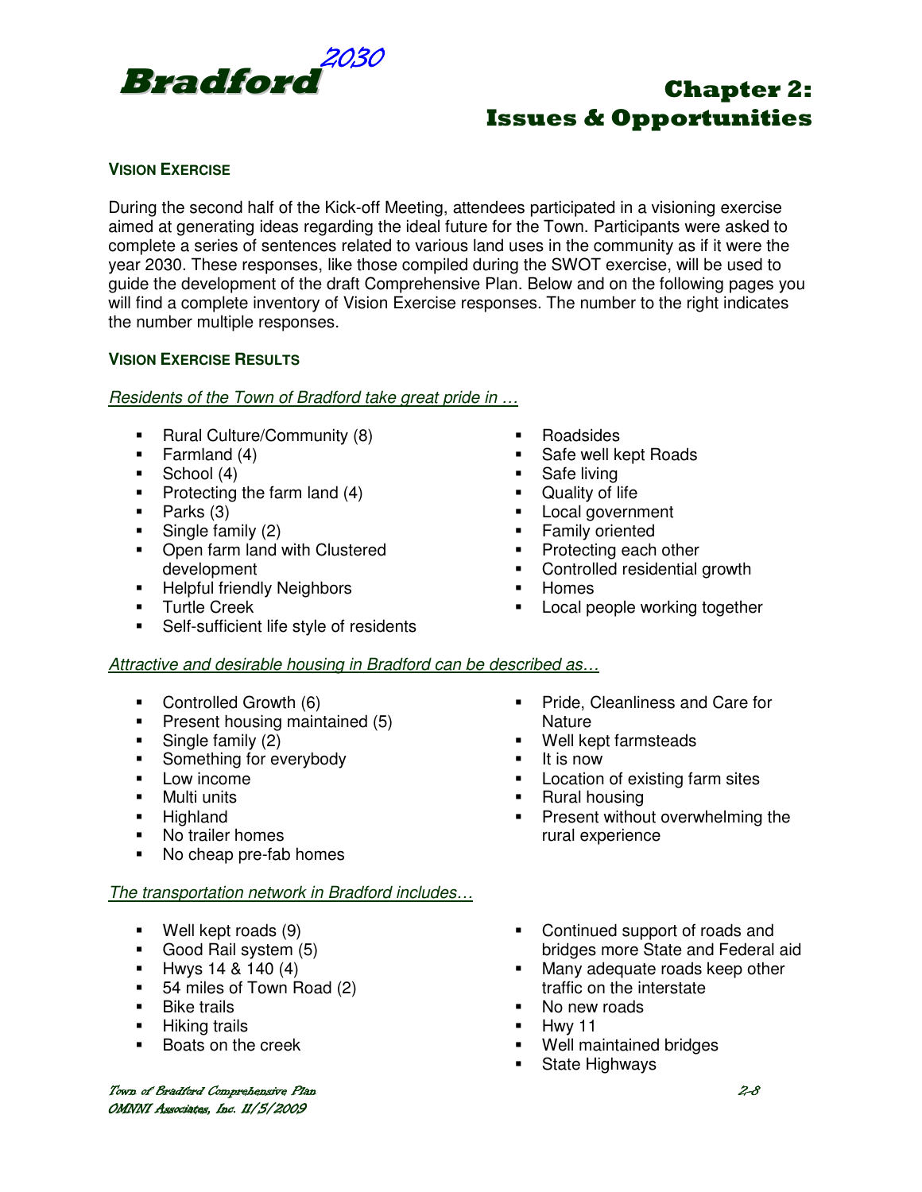## VISION EXERCISE

During the second half of the Kick-off Meeting, attendees participated in a visioning exercise aimed at generating ideas regarding the ideal future for the Town. Participants were asked to complete a series of sentences related to various land uses in the community as if it were the year 2030. These responses, like those compiled during the SWOT exercise, will be used to guide the development of the draft Comprehensive Plan. Below and on the following pages you will find a complete inventory of Vision Exercise responses. The number to the right indicates the number multiple responses.

## VISION EXERCISE RESULTS

*Residents of the Town of Bradford take great pride in …*

- Rural Culture/Community (8)
- Farmland (4)
- School (4)
- Protecting the farm land (4)
- Parks (3)
- Single family (2)
- Open farm land with Clustered development
- Helpful friendly Neighbors
- Turtle Creek
- Self-sufficient life style of residents
- Roadsides
- Safe well kept Roads
- Safe living
- Quality of life
- Local government
- Family oriented
- Protecting each other
- Controlled residential growth
- Homes
- Local people working together

*Attractive and desirable housing in Bradford can be described as…*

- Controlled Growth (6)
- Present housing maintained (5)
- Single family (2)
- Something for everybody
- Low income
- Multi units
- Highland
- No trailer homes
- No cheap pre-fab homes
- Pride, Cleanliness and Care for Nature
- Well kept farmsteads
- It is now
- Location of existing farm sites
- Rural housing
- Present without overwhelming the rural experience

*The transportation network in Bradford includes…*

- Well kept roads (9)
- Good Rail system (5)
- Hwys 14 & 140 (4)
- 54 miles of Town Road (2)
- Bike trails
- Hiking trails
- Boats on the creek
- Continued support of roads and bridges more State and Federal aid
- Many adequate roads keep other traffic on the interstate
- No new roads
- Hwy 11
- Well maintained bridges
- State Highways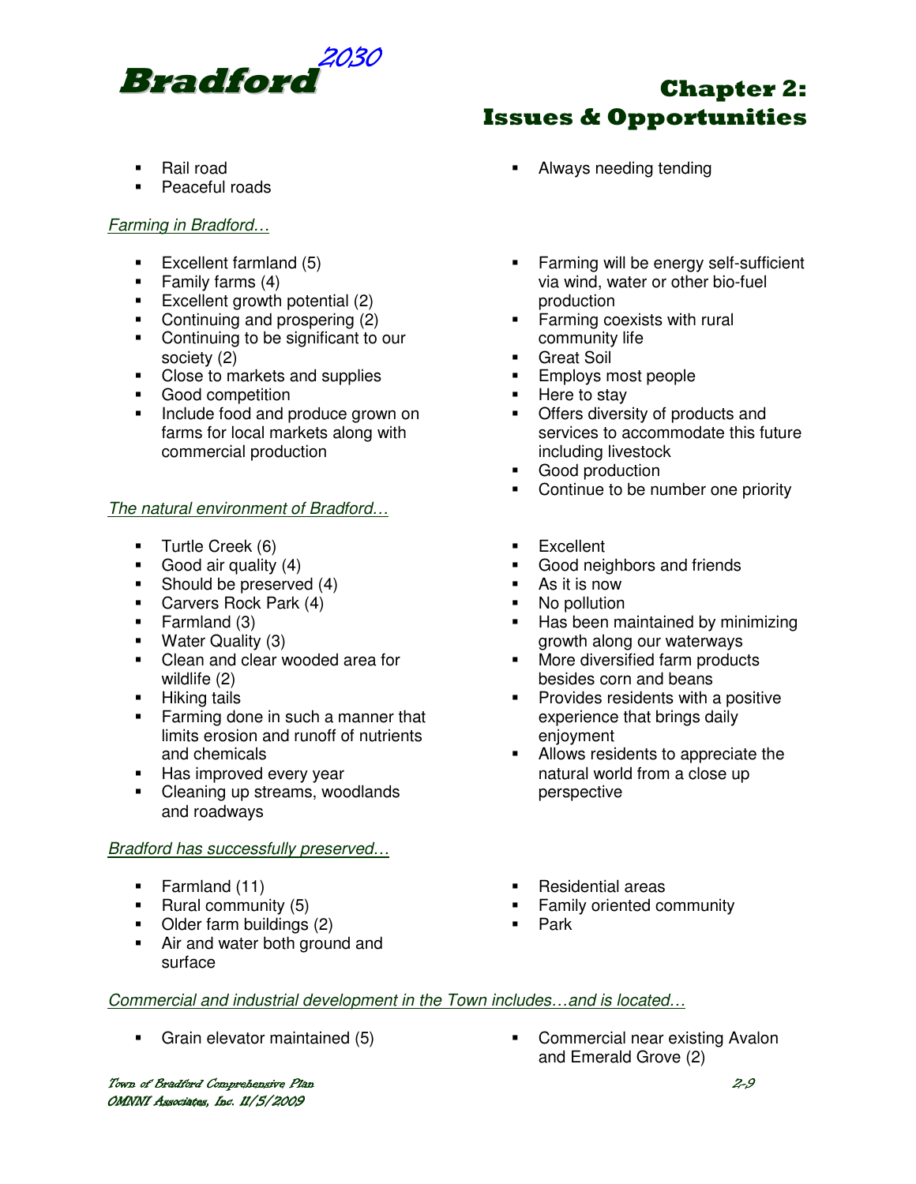- Rail road
- Peaceful roads
- Always needing tending

*Farming in Bradford…*

- Excellent farmland (5)
- Family farms (4)
- Excellent growth potential (2)
- Continuing and prospering (2)
- Continuing to be significant to our society (2)
- Close to markets and supplies
- Good competition
- Include food and produce grown on farms for local markets along with commercial production
- Farming will be energy self-sufficient via wind, water or other bio-fuel production
- Farming coexists with rural community life
- Great Soil
- Employs most people
- Here to stay
- Offers diversity of products and services to accommodate this future including livestock
- Good production
- Continue to be number one priority

*The natural environment of Bradford…*

- Turtle Creek (6)
- Good air quality (4)
- Should be preserved (4)
- Carvers Rock Park (4)
- Farmland (3)
- Water Quality (3)
- Clean and clear wooded area for wildlife (2)
- Hiking tails
- Farming done in such a manner that limits erosion and runoff of nutrients and chemicals
- Has improved every year
- Cleaning up streams, woodlands and roadways
- Excellent
- Good neighbors and friends
- As it is now
- No pollution
- Has been maintained by minimizing growth along our waterways
- More diversified farm products besides corn and beans
- Provides residents with a positive experience that brings daily enjoyment
- Allows residents to appreciate the natural world from a close up perspective

*Bradford has successfully preserved…*

- Farmland (11)
- Rural community (5)
- Older farm buildings (2)
- Air and water both ground and surface
- Residential areas
- Family oriented community
- Park

*Commercial and industrial development in the Town includes…and is located…*

- Grain elevator maintained (5)
- Commercial near existing Avalon and Emerald Grove (2)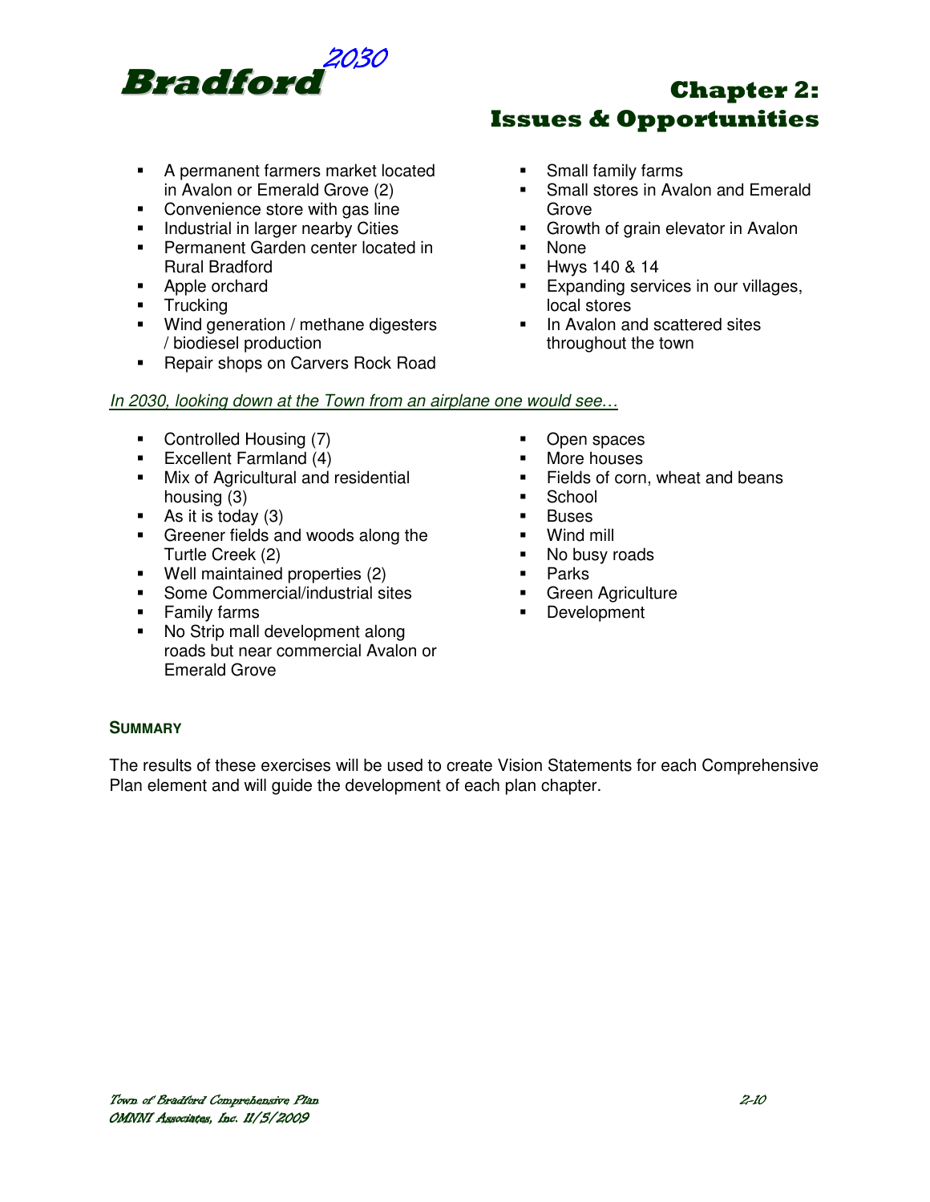- A permanent farmers market located in Avalon or Emerald Grove (2)
- Convenience store with gas line
- Industrial in larger nearby Cities
- Permanent Garden center located in Rural Bradford
- Apple orchard
- Trucking
- Wind generation / methane digesters / biodiesel production
- Repair shops on Carvers Rock Road
- Small family farms
- Small stores in Avalon and Emerald Grove
- Growth of grain elevator in Avalon
- None
- Hwys 140 & 14
- Expanding services in our villages, local stores
- In Avalon and scattered sites throughout the town

*In 2030, looking down at the Town from an airplane one would see…*

- Controlled Housing (7)
- Excellent Farmland (4)
- Mix of Agricultural and residential housing (3)
- As it is today (3)
- Greener fields and woods along the Turtle Creek (2)
- Well maintained properties (2)
- Some Commercial/industrial sites
- Family farms
- No Strip mall development along roads but near commercial Avalon or Emerald Grove
- Open spaces
- More houses
- Fields of corn, wheat and beans
- School
- Buses
- Wind mill
- No busy roads
- Parks
- Green Agriculture
- Development

### SUMMARY

The results of these exercises will be used to create Vision Statements for each Comprehensive Plan element and will guide the development of each plan chapter.